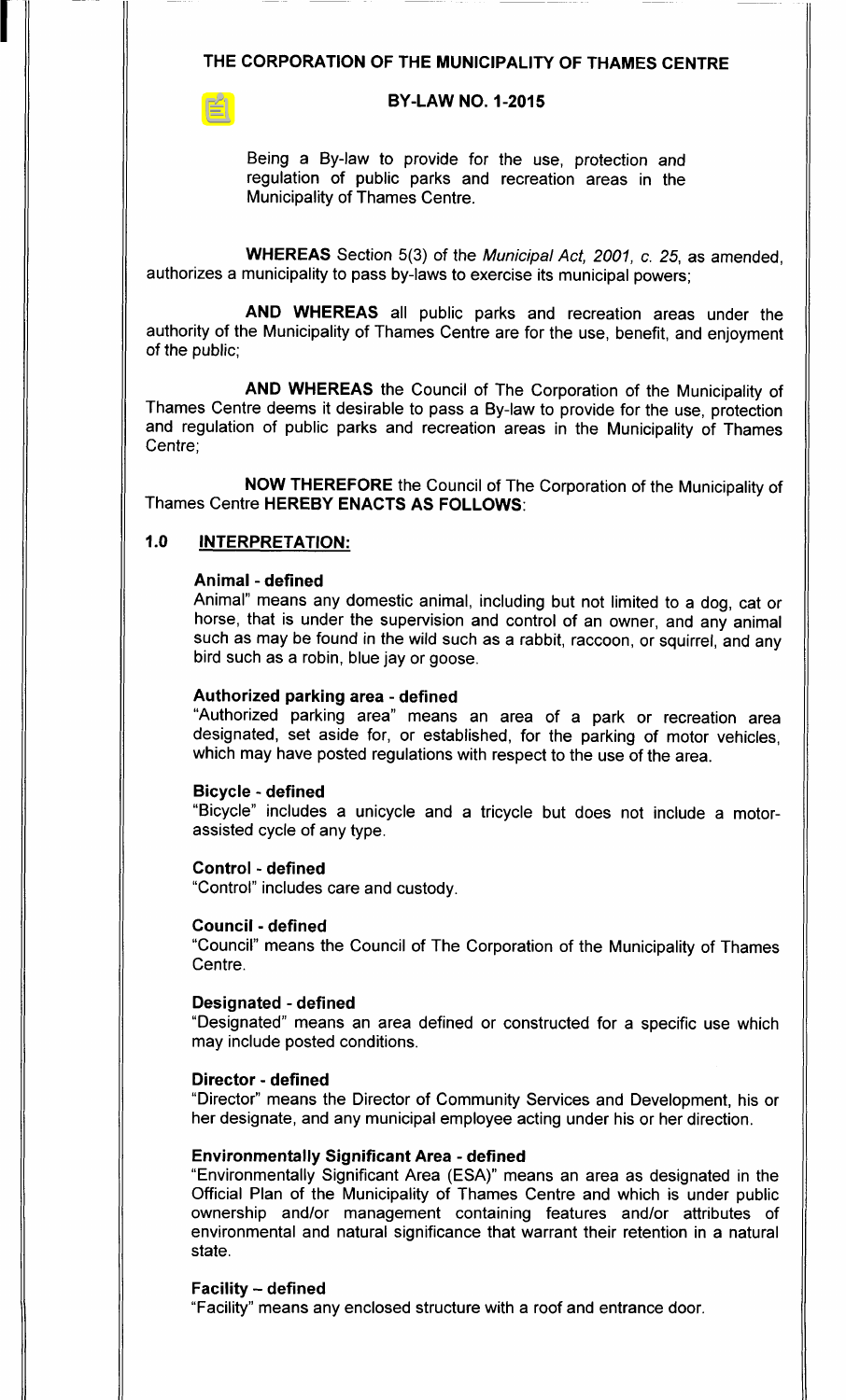# THE CORPORATION OF THE MUNICIPALITY OF THAMES CENTRE

## BY-LAW NO. 1-2015

Being a By-law to provide for the use, protection and regulation of public parks and recreation areas in the Municipality of Thames Centre.

**WHEREAS** Section 5(3) of the *Municipal Act, 2001, c. 25*, as amended, authorizes a municipality to pass by-laws to exercise its municipal powers;

**AND WHEREAS** all public parks and recreation areas under the authority of the Municipality of Thames Centre are for the use, benefit, and enjoyment of the public;

**AND WHEREAS** the Council of The Corporation of the Municipality of Thames Centre deems it desirable to pass a By-law to provide for the use, protection and regulation of public parks and recreation areas in the Municipality of Thames Centre;

**NOW THEREFORE** the Council of The Corporation of the Municipality of Thames Centre **HEREBY ENACTS AS FOLLOWS**:

## 1.0 INTERPRETATION:

**Animal - defined**
Animal" means any domestic animal, including but not limited to a dog, cat or horse, that is under the supervision and control of an owner, and any animal such as may be found in the wild such as a rabbit, raccoon, or squirrel, and any bird such as a robin, blue jay or goose.

**Authorized parking area - defined**
"Authorized parking area" means an area of a park or recreation area designated, set aside for, or established, for the parking of motor vehicles, which may have posted regulations with respect to the use of the area.

**Bicycle - defined**
"Bicycle" includes a unicycle and a tricycle but does not include a motor-assisted cycle of any type.

**Control - defined**
"Control" includes care and custody.

**Council - defined**
"Council" means the Council of The Corporation of the Municipality of Thames Centre.

**Designated - defined**
"Designated" means an area defined or constructed for a specific use which may include posted conditions.

**Director - defined**
"Director" means the Director of Community Services and Development, his or her designate, and any municipal employee acting under his or her direction.

**Environmentally Significant Area - defined**
"Environmentally Significant Area (ESA)" means an area as designated in the Official Plan of the Municipality of Thames Centre and which is under public ownership and/or management containing features and/or attributes of environmental and natural significance that warrant their retention in a natural state.

**Facility – defined**
"Facility" means any enclosed structure with a roof and entrance door.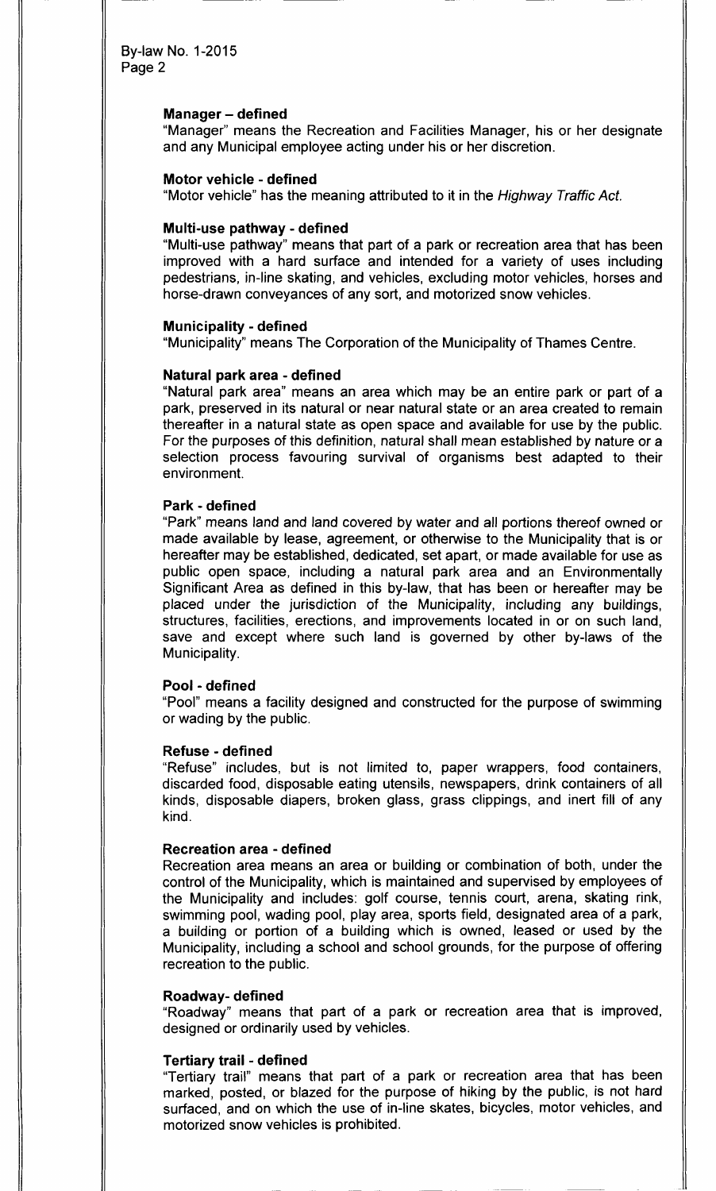#### Manager – defined

"Manager" means the Recreation and Facilities Manager, his or her designate and any Municipal employee acting under his or her discretion.

#### Motor vehicle - defined

"Motor vehicle" has the meaning attributed to it in the *Highway Traffic Act*.

#### Multi-use pathway - defined

"Multi-use pathway" means that part of a park or recreation area that has been improved with a hard surface and intended for a variety of uses including pedestrians, in-line skating, and vehicles, excluding motor vehicles, horses and horse-drawn conveyances of any sort, and motorized snow vehicles.

#### Municipality - defined

"Municipality" means The Corporation of the Municipality of Thames Centre.

#### Natural park area - defined

"Natural park area" means an area which may be an entire park or part of a park, preserved in its natural or near natural state or an area created to remain thereafter in a natural state as open space and available for use by the public. For the purposes of this definition, natural shall mean established by nature or a selection process favouring survival of organisms best adapted to their environment.

#### Park - defined

"Park" means land and land covered by water and all portions thereof owned or made available by lease, agreement, or otherwise to the Municipality that is or hereafter may be established, dedicated, set apart, or made available for use as public open space, including a natural park area and an Environmentally Significant Area as defined in this by-law, that has been or hereafter may be placed under the jurisdiction of the Municipality, including any buildings, structures, facilities, erections, and improvements located in or on such land, save and except where such land is governed by other by-laws of the Municipality.

#### Pool - defined

"Pool" means a facility designed and constructed for the purpose of swimming or wading by the public.

#### Refuse - defined

"Refuse" includes, but is not limited to, paper wrappers, food containers, discarded food, disposable eating utensils, newspapers, drink containers of all kinds, disposable diapers, broken glass, grass clippings, and inert fill of any kind.

#### Recreation area - defined

Recreation area means an area or building or combination of both, under the control of the Municipality, which is maintained and supervised by employees of the Municipality and includes: golf course, tennis court, arena, skating rink, swimming pool, wading pool, play area, sports field, designated area of a park, a building or portion of a building which is owned, leased or used by the Municipality, including a school and school grounds, for the purpose of offering recreation to the public.

#### Roadway- defined

"Roadway" means that part of a park or recreation area that is improved, designed or ordinarily used by vehicles.

#### Tertiary trail - defined

"Tertiary trail" means that part of a park or recreation area that has been marked, posted, or blazed for the purpose of hiking by the public, is not hard surfaced, and on which the use of in-line skates, bicycles, motor vehicles, and motorized snow vehicles is prohibited.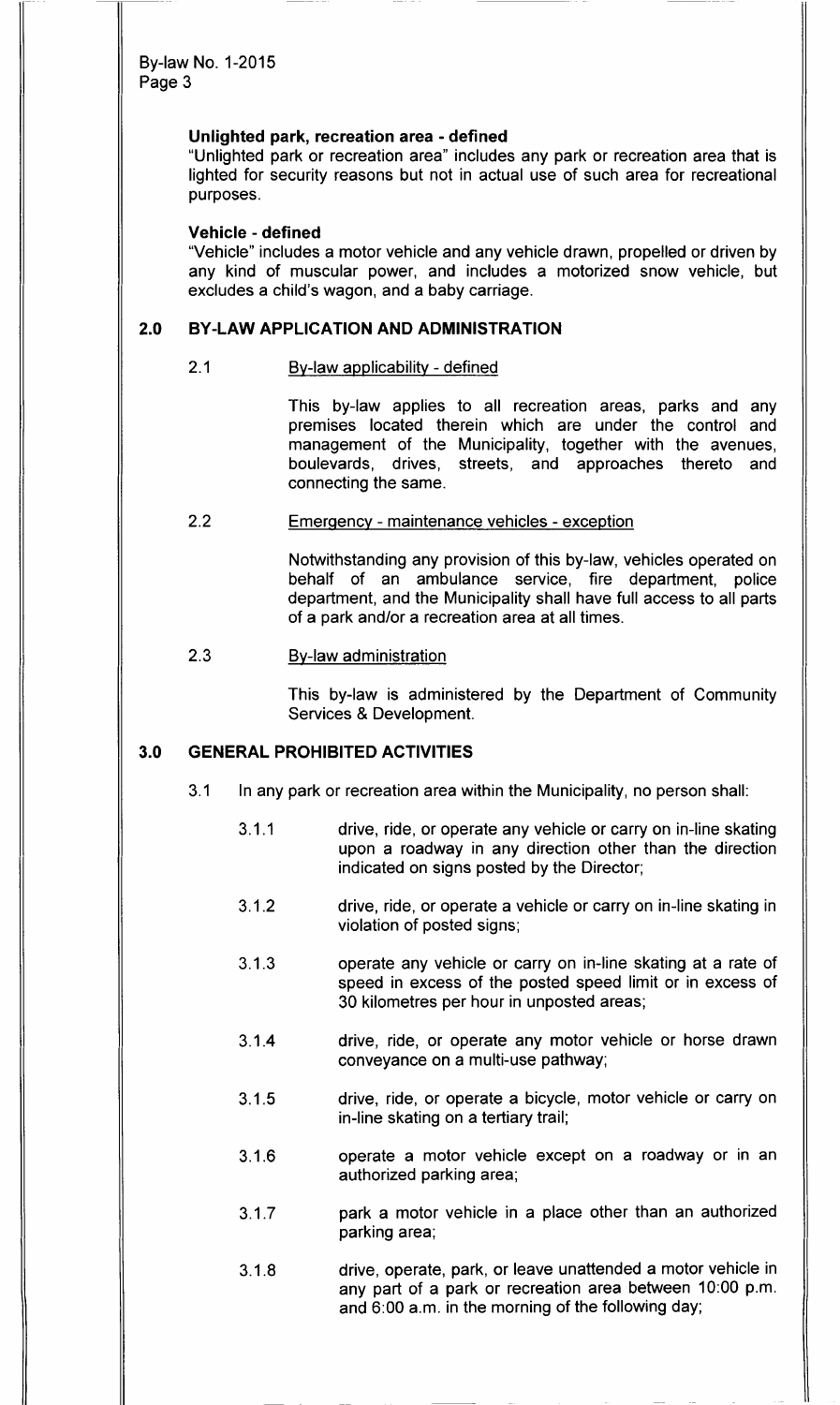**Unlighted park, recreation area - defined**
"Unlighted park or recreation area" includes any park or recreation area that is lighted for security reasons but not in actual use of such area for recreational purposes.

**Vehicle - defined**
"Vehicle" includes a motor vehicle and any vehicle drawn, propelled or driven by any kind of muscular power, and includes a motorized snow vehicle, but excludes a child's wagon, and a baby carriage.

## 2.0 BY-LAW APPLICATION AND ADMINISTRATION

2.1 By-law applicability - defined

This by-law applies to all recreation areas, parks and any premises located therein which are under the control and management of the Municipality, together with the avenues, boulevards, drives, streets, and approaches thereto and connecting the same.

2.2 Emergency - maintenance vehicles - exception

Notwithstanding any provision of this by-law, vehicles operated on behalf of an ambulance service, fire department, police department, and the Municipality shall have full access to all parts of a park and/or a recreation area at all times.

2.3 By-law administration

This by-law is administered by the Department of Community Services & Development.

## 3.0 GENERAL PROHIBITED ACTIVITIES

3.1 In any park or recreation area within the Municipality, no person shall:

3.1.1 drive, ride, or operate any vehicle or carry on in-line skating upon a roadway in any direction other than the direction indicated on signs posted by the Director;

3.1.2 drive, ride, or operate a vehicle or carry on in-line skating in violation of posted signs;

3.1.3 operate any vehicle or carry on in-line skating at a rate of speed in excess of the posted speed limit or in excess of 30 kilometres per hour in unposted areas;

3.1.4 drive, ride, or operate any motor vehicle or horse drawn conveyance on a multi-use pathway;

3.1.5 drive, ride, or operate a bicycle, motor vehicle or carry on in-line skating on a tertiary trail;

3.1.6 operate a motor vehicle except on a roadway or in an authorized parking area;

3.1.7 park a motor vehicle in a place other than an authorized parking area;

3.1.8 drive, operate, park, or leave unattended a motor vehicle in any part of a park or recreation area between 10:00 p.m. and 6:00 a.m. in the morning of the following day;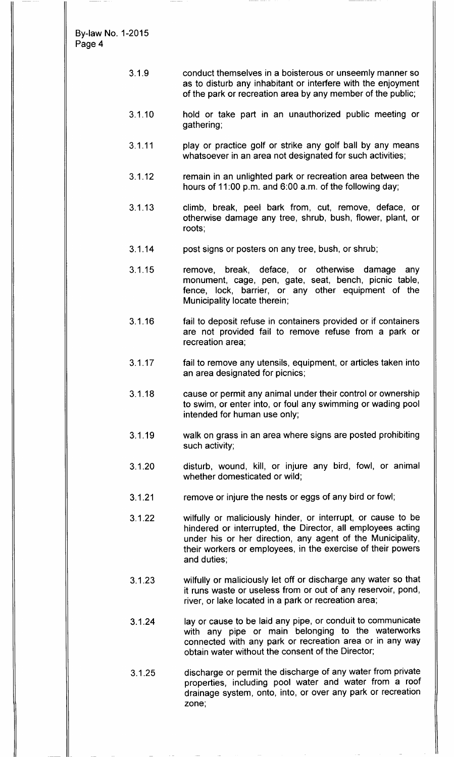3.1.9 conduct themselves in a boisterous or unseemly manner so as to disturb any inhabitant or interfere with the enjoyment of the park or recreation area by any member of the public;

3.1.10 hold or take part in an unauthorized public meeting or gathering;

3.1.11 play or practice golf or strike any golf ball by any means whatsoever in an area not designated for such activities;

3.1.12 remain in an unlighted park or recreation area between the hours of 11:00 p.m. and 6:00 a.m. of the following day;

3.1.13 climb, break, peel bark from, cut, remove, deface, or otherwise damage any tree, shrub, bush, flower, plant, or roots;

3.1.14 post signs or posters on any tree, bush, or shrub;

3.1.15 remove, break, deface, or otherwise damage any monument, cage, pen, gate, seat, bench, picnic table, fence, lock, barrier, or any other equipment of the Municipality locate therein;

3.1.16 fail to deposit refuse in containers provided or if containers are not provided fail to remove refuse from a park or recreation area;

3.1.17 fail to remove any utensils, equipment, or articles taken into an area designated for picnics;

3.1.18 cause or permit any animal under their control or ownership to swim, or enter into, or foul any swimming or wading pool intended for human use only;

3.1.19 walk on grass in an area where signs are posted prohibiting such activity;

3.1.20 disturb, wound, kill, or injure any bird, fowl, or animal whether domesticated or wild;

3.1.21 remove or injure the nests or eggs of any bird or fowl;

3.1.22 wilfully or maliciously hinder, or interrupt, or cause to be hindered or interrupted, the Director, all employees acting under his or her direction, any agent of the Municipality, their workers or employees, in the exercise of their powers and duties;

3.1.23 wilfully or maliciously let off or discharge any water so that it runs waste or useless from or out of any reservoir, pond, river, or lake located in a park or recreation area;

3.1.24 lay or cause to be laid any pipe, or conduit to communicate with any pipe or main belonging to the waterworks connected with any park or recreation area or in any way obtain water without the consent of the Director;

3.1.25 discharge or permit the discharge of any water from private properties, including pool water and water from a roof drainage system, onto, into, or over any park or recreation zone;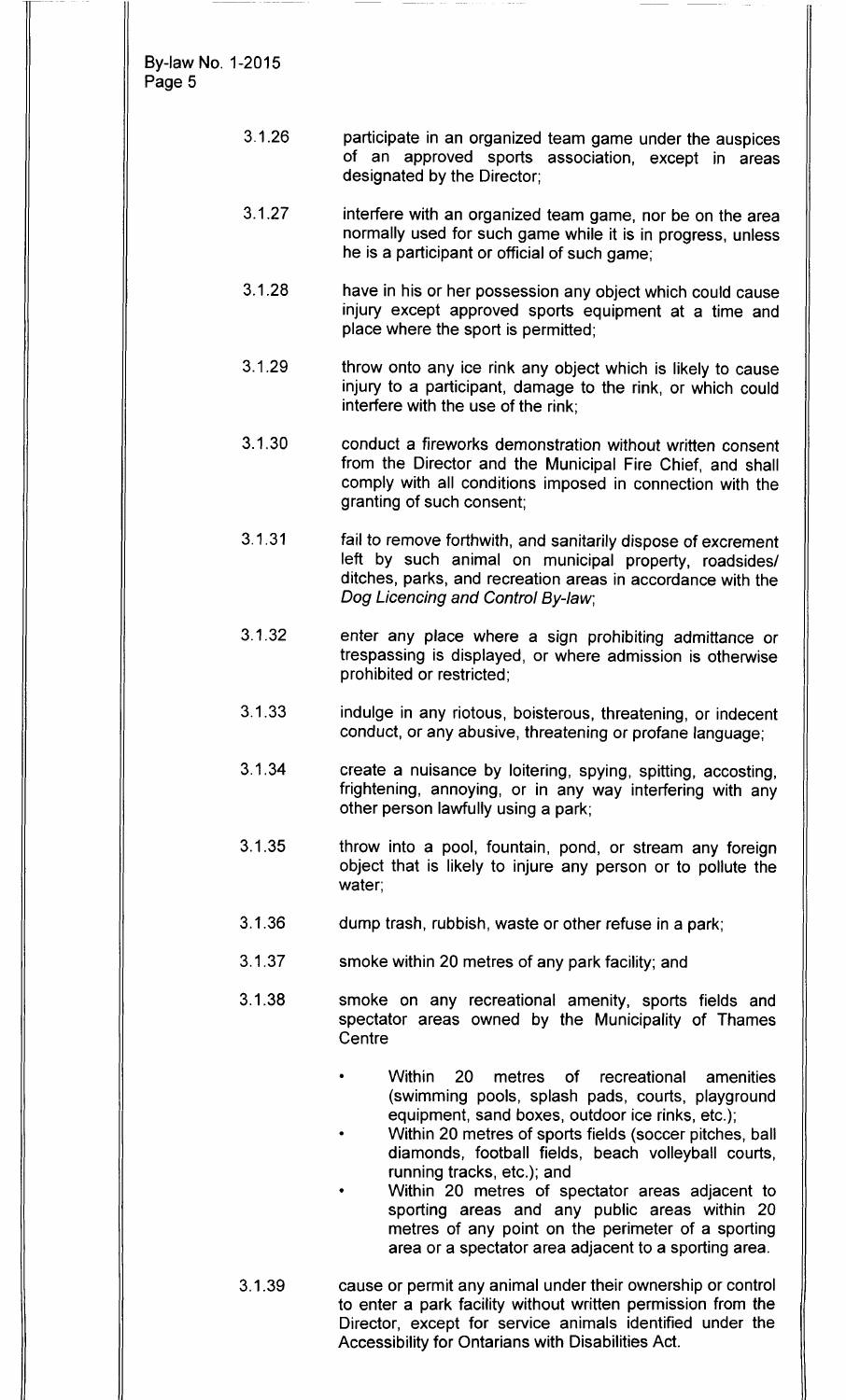3.1.26 participate in an organized team game under the auspices of an approved sports association, except in areas designated by the Director;

3.1.27 interfere with an organized team game, nor be on the area normally used for such game while it is in progress, unless he is a participant or official of such game;

3.1.28 have in his or her possession any object which could cause injury except approved sports equipment at a time and place where the sport is permitted;

3.1.29 throw onto any ice rink any object which is likely to cause injury to a participant, damage to the rink, or which could interfere with the use of the rink;

3.1.30 conduct a fireworks demonstration without written consent from the Director and the Municipal Fire Chief, and shall comply with all conditions imposed in connection with the granting of such consent;

3.1.31 fail to remove forthwith, and sanitarily dispose of excrement left by such animal on municipal property, roadsides/ ditches, parks, and recreation areas in accordance with the *Dog Licencing and Control By-law*;

3.1.32 enter any place where a sign prohibiting admittance or trespassing is displayed, or where admission is otherwise prohibited or restricted;

3.1.33 indulge in any riotous, boisterous, threatening, or indecent conduct, or any abusive, threatening or profane language;

3.1.34 create a nuisance by loitering, spying, spitting, accosting, frightening, annoying, or in any way interfering with any other person lawfully using a park;

3.1.35 throw into a pool, fountain, pond, or stream any foreign object that is likely to injure any person or to pollute the water;

3.1.36 dump trash, rubbish, waste or other refuse in a park;

3.1.37 smoke within 20 metres of any park facility; and

3.1.38 smoke on any recreational amenity, sports fields and spectator areas owned by the Municipality of Thames Centre

- Within 20 metres of recreational amenities (swimming pools, splash pads, courts, playground equipment, sand boxes, outdoor ice rinks, etc.);
- Within 20 metres of sports fields (soccer pitches, ball diamonds, football fields, beach volleyball courts, running tracks, etc.); and
- Within 20 metres of spectator areas adjacent to sporting areas and any public areas within 20 metres of any point on the perimeter of a sporting area or a spectator area adjacent to a sporting area.

3.1.39 cause or permit any animal under their ownership or control to enter a park facility without written permission from the Director, except for service animals identified under the Accessibility for Ontarians with Disabilities Act.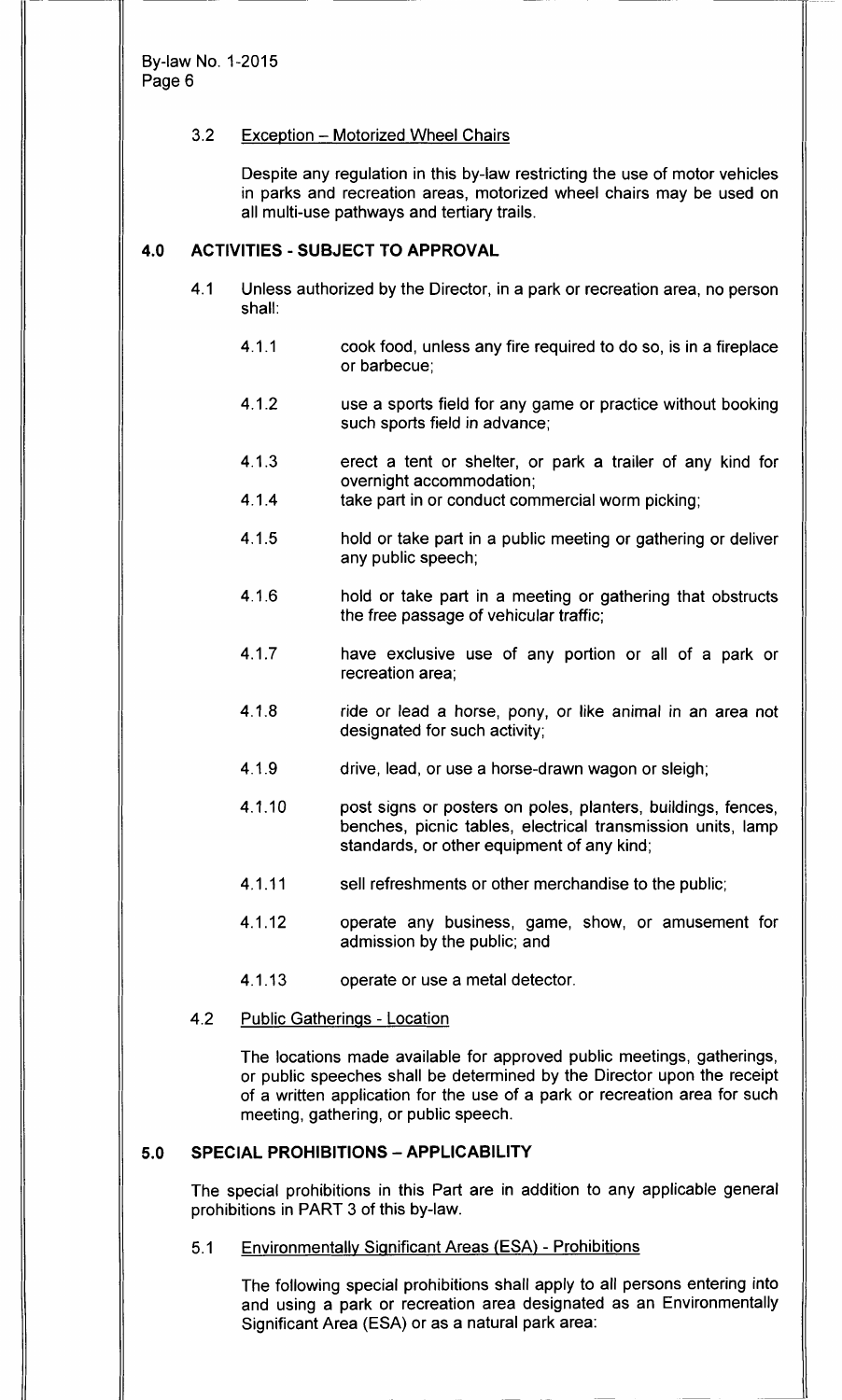### 3.2 Exception – Motorized Wheel Chairs

Despite any regulation in this by-law restricting the use of motor vehicles in parks and recreation areas, motorized wheel chairs may be used on all multi-use pathways and tertiary trails.

## 4.0 ACTIVITIES - SUBJECT TO APPROVAL

4.1 Unless authorized by the Director, in a park or recreation area, no person shall:

4.1.1 cook food, unless any fire required to do so, is in a fireplace or barbecue;

4.1.2 use a sports field for any game or practice without booking such sports field in advance;

4.1.3 erect a tent or shelter, or park a trailer of any kind for overnight accommodation;

4.1.4 take part in or conduct commercial worm picking;

4.1.5 hold or take part in a public meeting or gathering or deliver any public speech;

4.1.6 hold or take part in a meeting or gathering that obstructs the free passage of vehicular traffic;

4.1.7 have exclusive use of any portion or all of a park or recreation area;

4.1.8 ride or lead a horse, pony, or like animal in an area not designated for such activity;

4.1.9 drive, lead, or use a horse-drawn wagon or sleigh;

4.1.10 post signs or posters on poles, planters, buildings, fences, benches, picnic tables, electrical transmission units, lamp standards, or other equipment of any kind;

4.1.11 sell refreshments or other merchandise to the public;

4.1.12 operate any business, game, show, or amusement for admission by the public; and

4.1.13 operate or use a metal detector.

### 4.2 Public Gatherings - Location

The locations made available for approved public meetings, gatherings, or public speeches shall be determined by the Director upon the receipt of a written application for the use of a park or recreation area for such meeting, gathering, or public speech.

## 5.0 SPECIAL PROHIBITIONS – APPLICABILITY

The special prohibitions in this Part are in addition to any applicable general prohibitions in PART 3 of this by-law.

### 5.1 Environmentally Significant Areas (ESA) - Prohibitions

The following special prohibitions shall apply to all persons entering into and using a park or recreation area designated as an Environmentally Significant Area (ESA) or as a natural park area: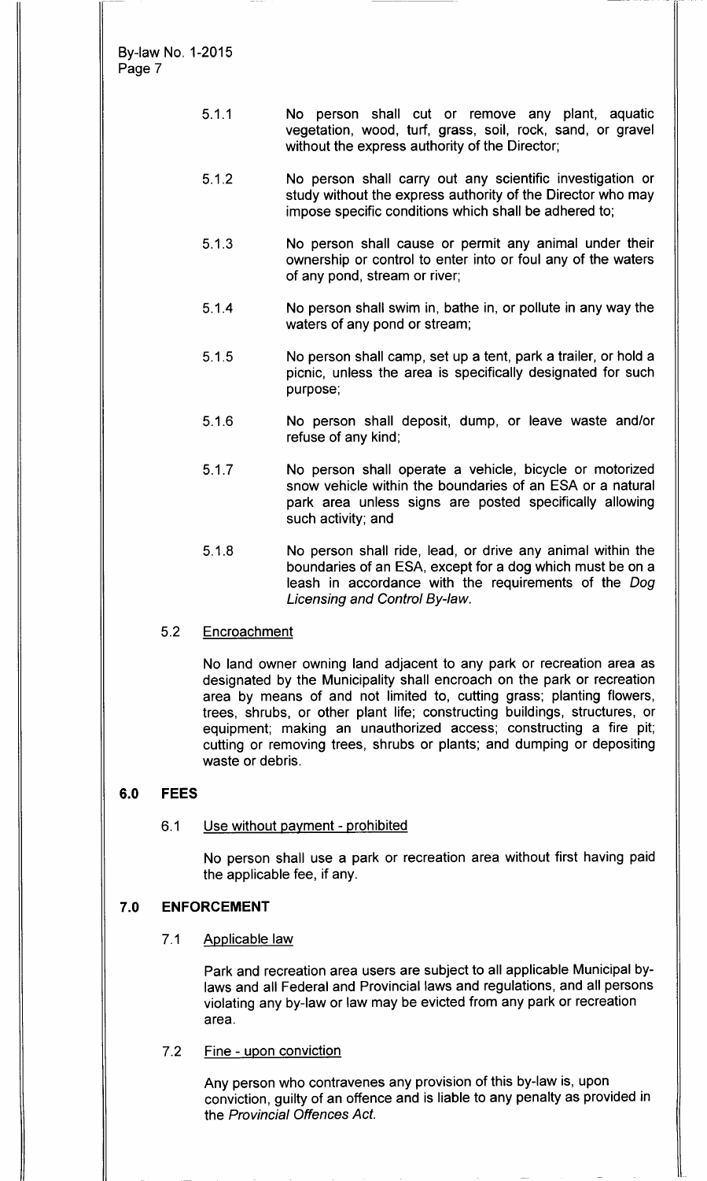5.1.1 No person shall cut or remove any plant, aquatic vegetation, wood, turf, grass, soil, rock, sand, or gravel without the express authority of the Director;

5.1.2 No person shall carry out any scientific investigation or study without the express authority of the Director who may impose specific conditions which shall be adhered to;

5.1.3 No person shall cause or permit any animal under their ownership or control to enter into or foul any of the waters of any pond, stream or river;

5.1.4 No person shall swim in, bathe in, or pollute in any way the waters of any pond or stream;

5.1.5 No person shall camp, set up a tent, park a trailer, or hold a picnic, unless the area is specifically designated for such purpose;

5.1.6 No person shall deposit, dump, or leave waste and/or refuse of any kind;

5.1.7 No person shall operate a vehicle, bicycle or motorized snow vehicle within the boundaries of an ESA or a natural park area unless signs are posted specifically allowing such activity; and

5.1.8 No person shall ride, lead, or drive any animal within the boundaries of an ESA, except for a dog which must be on a leash in accordance with the requirements of the *Dog Licensing and Control By-law*.

### 5.2 Encroachment

No land owner owning land adjacent to any park or recreation area as designated by the Municipality shall encroach on the park or recreation area by means of and not limited to, cutting grass; planting flowers, trees, shrubs, or other plant life; constructing buildings, structures, or equipment; making an unauthorized access; constructing a fire pit; cutting or removing trees, shrubs or plants; and dumping or depositing waste or debris.

## 6.0 FEES

### 6.1 Use without payment - prohibited

No person shall use a park or recreation area without first having paid the applicable fee, if any.

## 7.0 ENFORCEMENT

### 7.1 Applicable law

Park and recreation area users are subject to all applicable Municipal by-laws and all Federal and Provincial laws and regulations, and all persons violating any by-law or law may be evicted from any park or recreation area.

### 7.2 Fine - upon conviction

Any person who contravenes any provision of this by-law is, upon conviction, guilty of an offence and is liable to any penalty as provided in the *Provincial Offences Act*.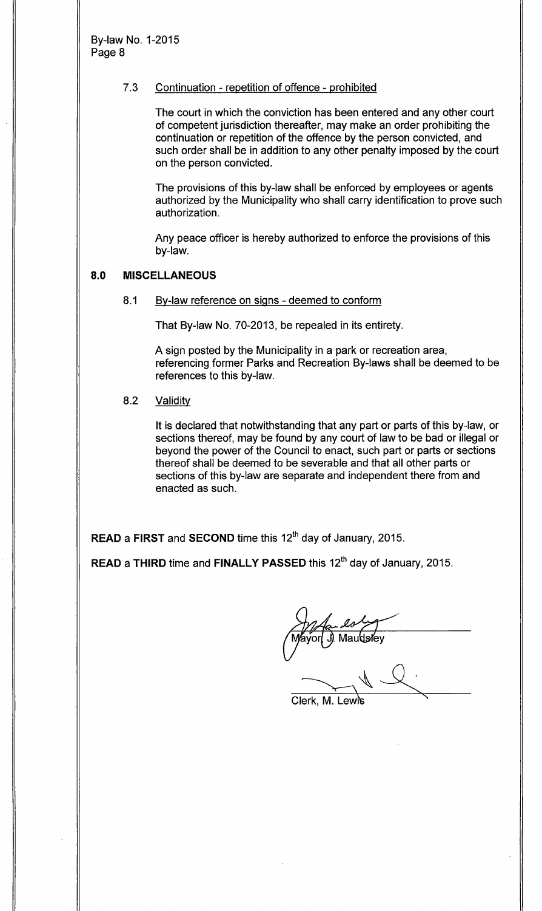7.3 Continuation - repetition of offence - prohibited

The court in which the conviction has been entered and any other court of competent jurisdiction thereafter, may make an order prohibiting the continuation or repetition of the offence by the person convicted, and such order shall be in addition to any other penalty imposed by the court on the person convicted.

The provisions of this by-law shall be enforced by employees or agents authorized by the Municipality who shall carry identification to prove such authorization.

Any peace officer is hereby authorized to enforce the provisions of this by-law.

## 8.0 MISCELLANEOUS

8.1 By-law reference on signs - deemed to conform

That By-law No. 70-2013, be repealed in its entirety.

A sign posted by the Municipality in a park or recreation area, referencing former Parks and Recreation By-laws shall be deemed to be references to this by-law.

8.2 Validity

It is declared that notwithstanding that any part or parts of this by-law, or sections thereof, may be found by any court of law to be bad or illegal or beyond the power of the Council to enact, such part or parts or sections thereof shall be deemed to be severable and that all other parts or sections of this by-law are separate and independent there from and enacted as such.

**READ** a **FIRST** and **SECOND** time this 12th day of January, 2015.

**READ** a **THIRD** time and **FINALLY PASSED** this 12th day of January, 2015.

Mayor, J. Maudsley

Clerk, M. Lewis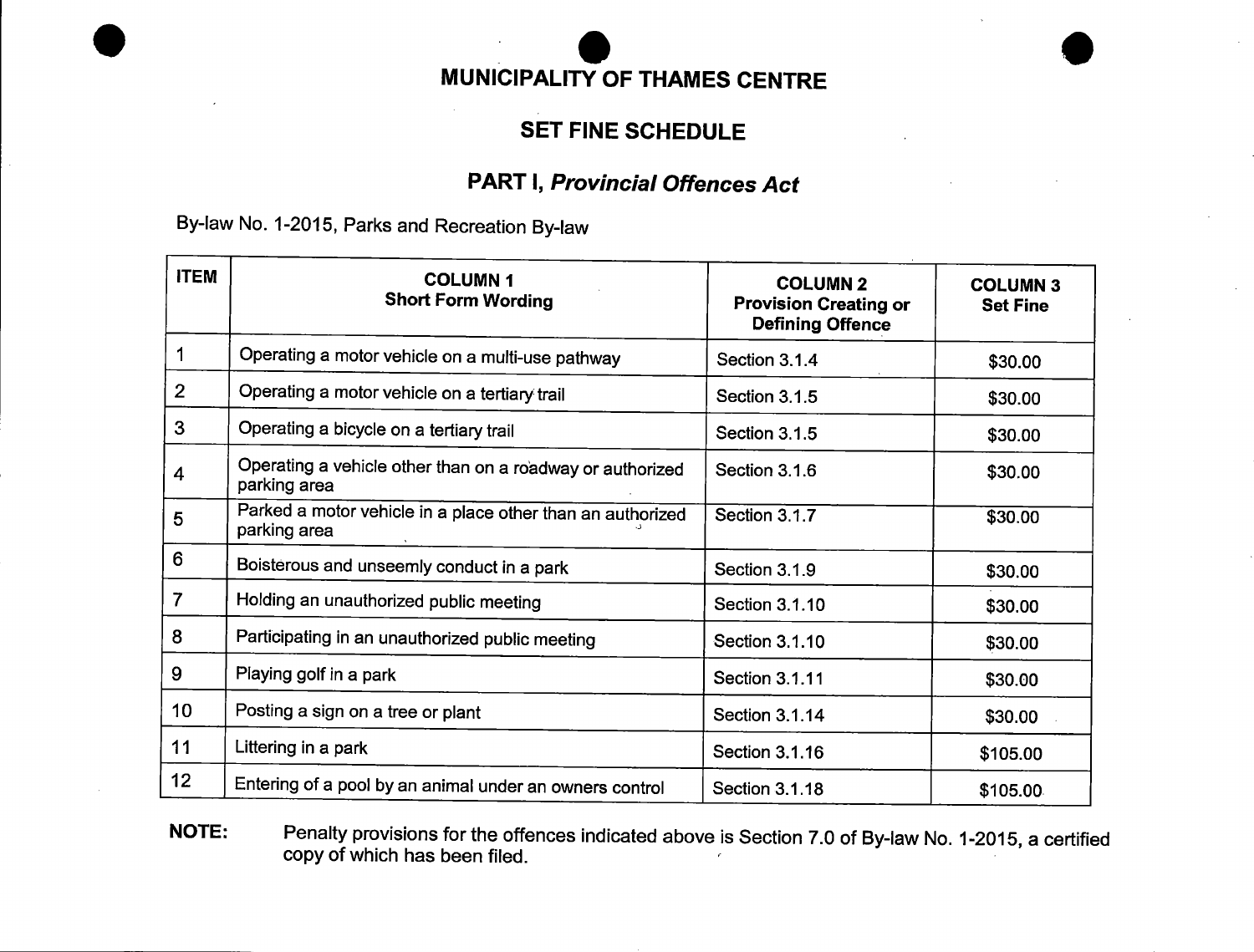# MUNICIPALITY OF THAMES CENTRE

## SET FINE SCHEDULE

## PART I, *Provincial Offences Act*

By-law No. 1-2015, Parks and Recreation By-law

| ITEM | COLUMN 1 Short Form Wording | COLUMN 2 Provision Creating or Defining Offence | COLUMN 3 Set Fine |
|---|---|---|---|
| 1 | Operating a motor vehicle on a multi-use pathway | Section 3.1.4 | $30.00 |
| 2 | Operating a motor vehicle on a tertiary trail | Section 3.1.5 | $30.00 |
| 3 | Operating a bicycle on a tertiary trail | Section 3.1.5 | $30.00 |
| 4 | Operating a vehicle other than on a roadway or authorized parking area | Section 3.1.6 | $30.00 |
| 5 | Parked a motor vehicle in a place other than an authorized parking area | Section 3.1.7 | $30.00 |
| 6 | Boisterous and unseemly conduct in a park | Section 3.1.9 | $30.00 |
| 7 | Holding an unauthorized public meeting | Section 3.1.10 | $30.00 |
| 8 | Participating in an unauthorized public meeting | Section 3.1.10 | $30.00 |
| 9 | Playing golf in a park | Section 3.1.11 | $30.00 |
| 10 | Posting a sign on a tree or plant | Section 3.1.14 | $30.00 |
| 11 | Littering in a park | Section 3.1.16 | $105.00 |
| 12 | Entering of a pool by an animal under an owners control | Section 3.1.18 | $105.00 |

**NOTE:** Penalty provisions for the offences indicated above is Section 7.0 of By-law No. 1-2015, a certified copy of which has been filed.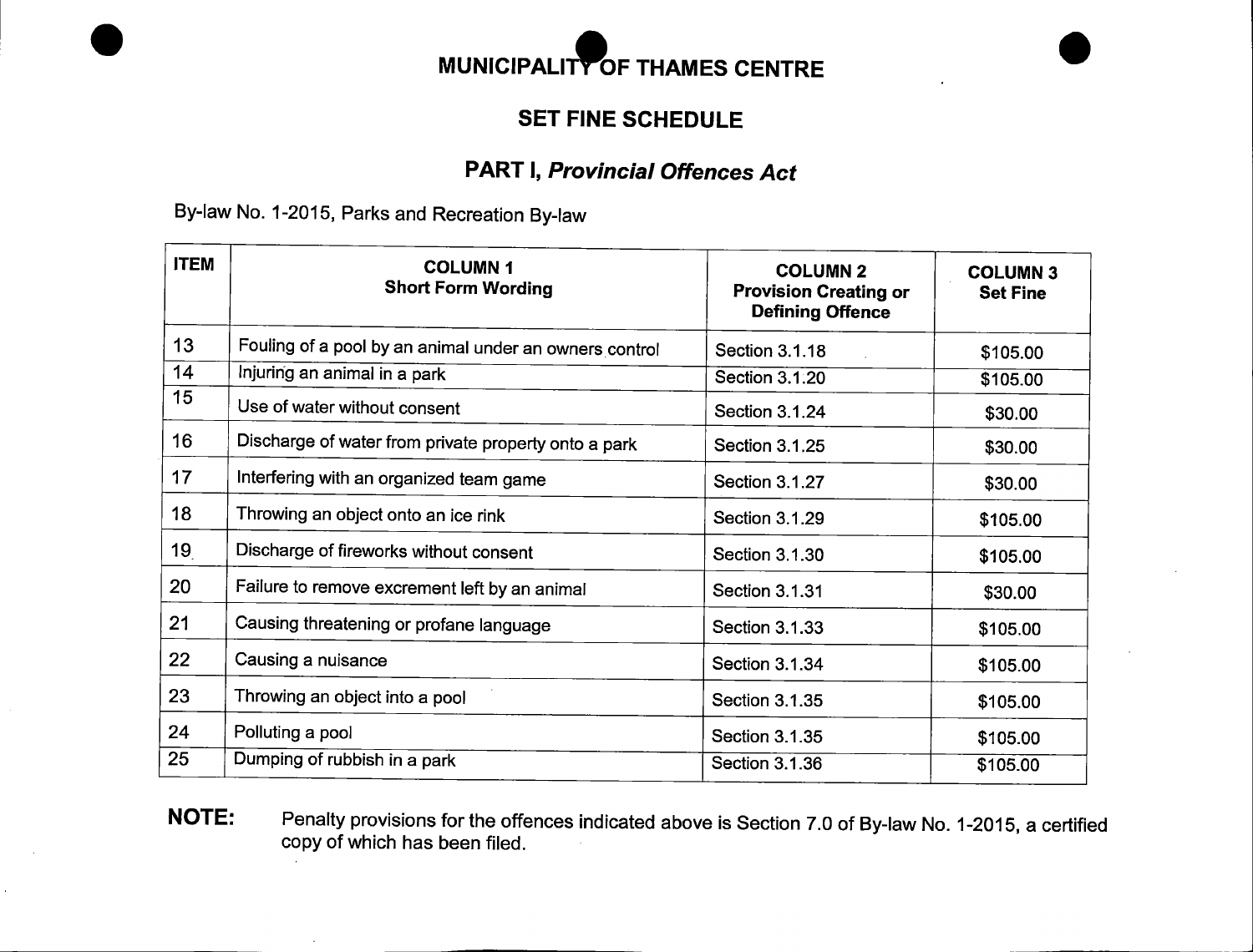# MUNICIPALITY OF THAMES CENTRE

## SET FINE SCHEDULE

## PART I, *Provincial Offences Act*

By-law No. 1-2015, Parks and Recreation By-law

| ITEM | COLUMN 1 Short Form Wording | COLUMN 2 Provision Creating or Defining Offence | COLUMN 3 Set Fine |
|---|---|---|---|
| 13 | Fouling of a pool by an animal under an owners control | Section 3.1.18 | $105.00 |
| 14 | Injuring an animal in a park | Section 3.1.20 | $105.00 |
| 15 | Use of water without consent | Section 3.1.24 | $30.00 |
| 16 | Discharge of water from private property onto a park | Section 3.1.25 | $30.00 |
| 17 | Interfering with an organized team game | Section 3.1.27 | $30.00 |
| 18 | Throwing an object onto an ice rink | Section 3.1.29 | $105.00 |
| 19 | Discharge of fireworks without consent | Section 3.1.30 | $105.00 |
| 20 | Failure to remove excrement left by an animal | Section 3.1.31 | $30.00 |
| 21 | Causing threatening or profane language | Section 3.1.33 | $105.00 |
| 22 | Causing a nuisance | Section 3.1.34 | $105.00 |
| 23 | Throwing an object into a pool | Section 3.1.35 | $105.00 |
| 24 | Polluting a pool | Section 3.1.35 | $105.00 |
| 25 | Dumping of rubbish in a park | Section 3.1.36 | $105.00 |

**NOTE:** Penalty provisions for the offences indicated above is Section 7.0 of By-law No. 1-2015, a certified copy of which has been filed.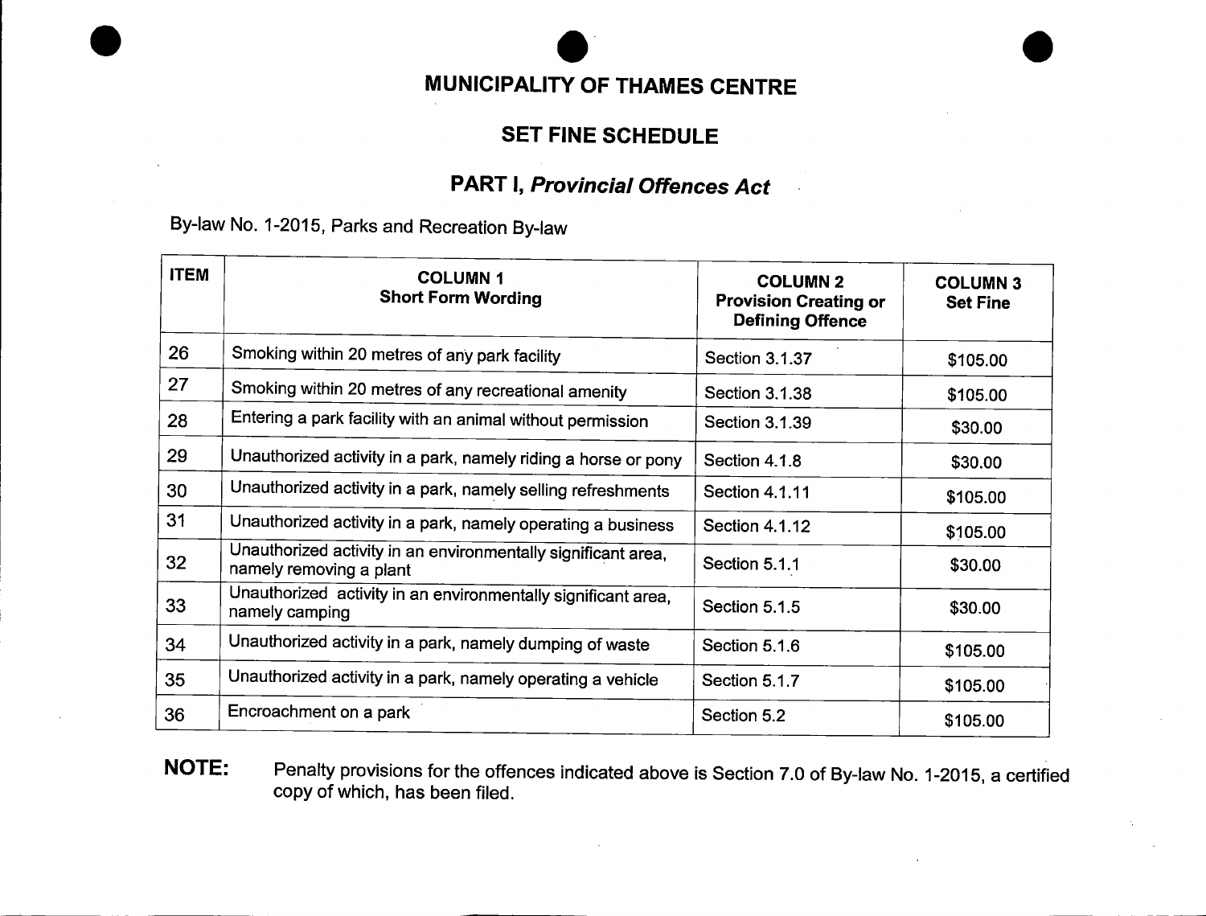# MUNICIPALITY OF THAMES CENTRE

## SET FINE SCHEDULE

## PART I, *Provincial Offences Act*

By-law No. 1-2015, Parks and Recreation By-law

| ITEM | COLUMN 1<br>Short Form Wording | COLUMN 2<br>Provision Creating or Defining Offence | COLUMN 3<br>Set Fine |
|---|---|---|---|
| 26 | Smoking within 20 metres of any park facility | Section 3.1.37 | $105.00 |
| 27 | Smoking within 20 metres of any recreational amenity | Section 3.1.38 | $105.00 |
| 28 | Entering a park facility with an animal without permission | Section 3.1.39 | $30.00 |
| 29 | Unauthorized activity in a park, namely riding a horse or pony | Section 4.1.8 | $30.00 |
| 30 | Unauthorized activity in a park, namely selling refreshments | Section 4.1.11 | $105.00 |
| 31 | Unauthorized activity in a park, namely operating a business | Section 4.1.12 | $105.00 |
| 32 | Unauthorized activity in an environmentally significant area, namely removing a plant | Section 5.1.1 | $30.00 |
| 33 | Unauthorized activity in an environmentally significant area, namely camping | Section 5.1.5 | $30.00 |
| 34 | Unauthorized activity in a park, namely dumping of waste | Section 5.1.6 | $105.00 |
| 35 | Unauthorized activity in a park, namely operating a vehicle | Section 5.1.7 | $105.00 |
| 36 | Encroachment on a park | Section 5.2 | $105.00 |

**NOTE:** Penalty provisions for the offences indicated above is Section 7.0 of By-law No. 1-2015, a certified copy of which, has been filed.